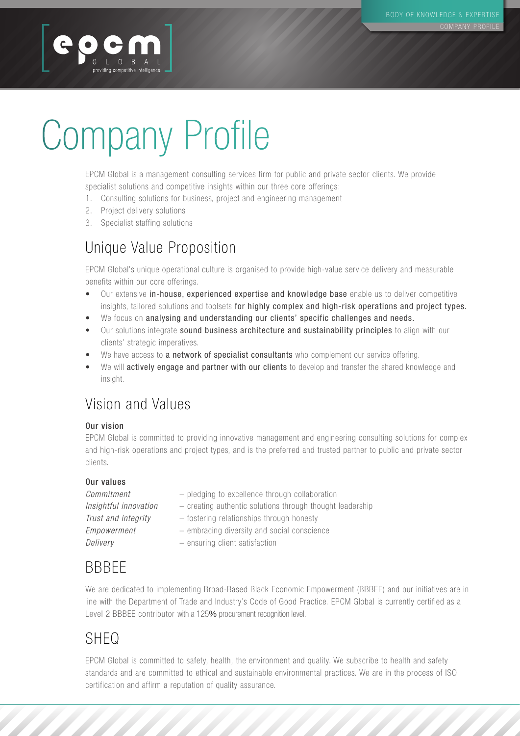# Company Profile

EPCM Global is a management consulting services firm for public and private sector clients. We provide specialist solutions and competitive insights within our three core offerings:

1. Consulting solutions for business, project and engineering management
2. Project delivery solutions
3. Specialist staffing solutions

## Unique Value Proposition

EPCM Global's unique operational culture is organised to provide high-value service delivery and measurable benefits within our core offerings.

- Our extensive **in-house, experienced expertise and knowledge base** enable us to deliver competitive insights, tailored solutions and toolsets **for highly complex and high-risk operations and project types.**
- We focus on **analysing and understanding our clients' specific challenges and needs.**
- Our solutions integrate **sound business architecture and sustainability principles** to align with our clients' strategic imperatives.
- We have access to **a network of specialist consultants** who complement our service offering.
- We will **actively engage and partner with our clients** to develop and transfer the shared knowledge and insight.

## Vision and Values

**Our vision**

EPCM Global is committed to providing innovative management and engineering consulting solutions for complex and high-risk operations and project types, and is the preferred and trusted partner to public and private sector clients.

**Our values**

*Commitment* – pledging to excellence through collaboration
*Insightful innovation* – creating authentic solutions through thought leadership
*Trust and integrity* – fostering relationships through honesty
*Empowerment* – embracing diversity and social conscience
*Delivery* – ensuring client satisfaction

## BBBEE

We are dedicated to implementing Broad-Based Black Economic Empowerment (BBBEE) and our initiatives are in line with the Department of Trade and Industry's Code of Good Practice. EPCM Global is currently certified as a Level 2 BBBEE contributor with a 125% procurement recognition level.

## SHEQ

EPCM Global is committed to safety, health, the environment and quality. We subscribe to health and safety standards and are committed to ethical and sustainable environmental practices. We are in the process of ISO certification and affirm a reputation of quality assurance.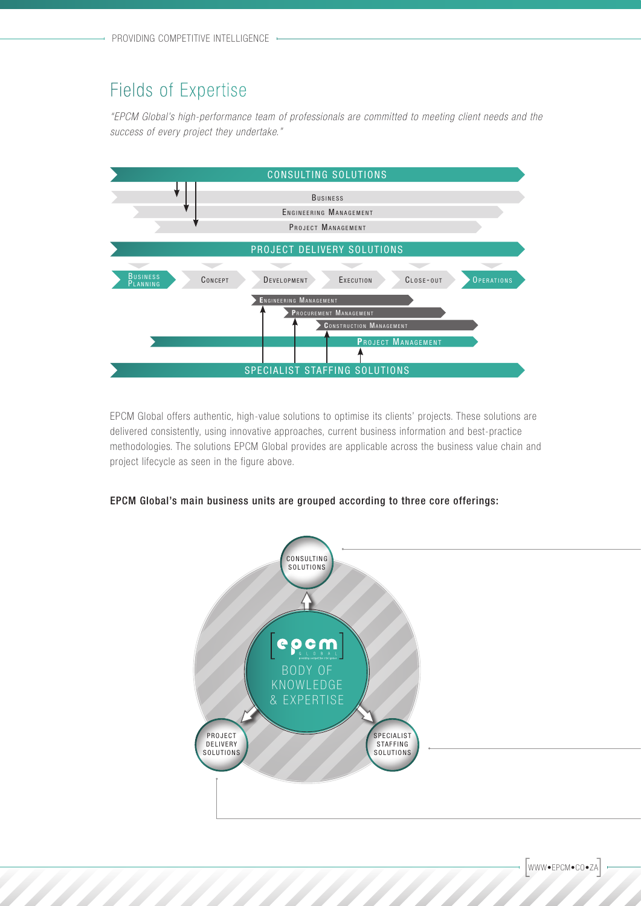## Fields of Expertise

*"EPCM Global's high-performance team of professionals are committed to meeting client needs and the success of every project they undertake."*

CONSULTING SOLUTIONS

BUSINESS

ENGINEERING MANAGEMENT

PROJECT MANAGEMENT

PROJECT DELIVERY SOLUTIONS

BUSINESS PLANNING | CONCEPT | DEVELOPMENT | EXECUTION | CLOSE-OUT | OPERATIONS

ENGINEERING MANAGEMENT

PROCUREMENT MANAGEMENT

CONSTRUCTION MANAGEMENT

PROJECT MANAGEMENT

SPECIALIST STAFFING SOLUTIONS

EPCM Global offers authentic, high-value solutions to optimise its clients' projects. These solutions are delivered consistently, using innovative approaches, current business information and best-practice methodologies. The solutions EPCM Global provides are applicable across the business value chain and project lifecycle as seen in the figure above.

**EPCM Global's main business units are grouped according to three core offerings:**

CONSULTING SOLUTIONS

epcm GLOBAL

BODY OF KNOWLEDGE & EXPERTISE

PROJECT DELIVERY SOLUTIONS

SPECIALIST STAFFING SOLUTIONS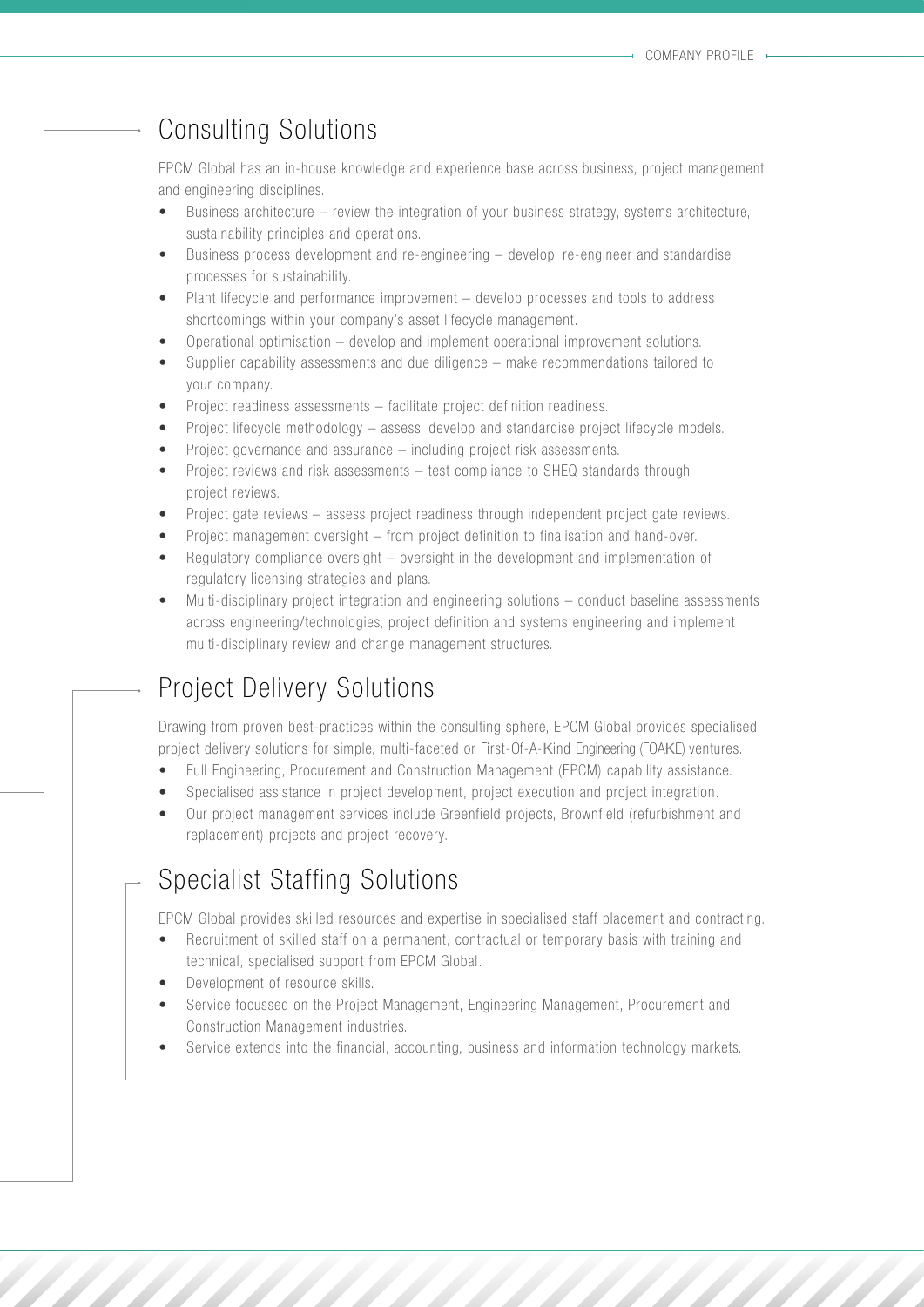## Consulting Solutions

EPCM Global has an in-house knowledge and experience base across business, project management and engineering disciplines.

- Business architecture – review the integration of your business strategy, systems architecture, sustainability principles and operations.
- Business process development and re-engineering – develop, re-engineer and standardise processes for sustainability.
- Plant lifecycle and performance improvement – develop processes and tools to address shortcomings within your company's asset lifecycle management.
- Operational optimisation – develop and implement operational improvement solutions.
- Supplier capability assessments and due diligence – make recommendations tailored to your company.
- Project readiness assessments – facilitate project definition readiness.
- Project lifecycle methodology – assess, develop and standardise project lifecycle models.
- Project governance and assurance – including project risk assessments.
- Project reviews and risk assessments – test compliance to SHEQ standards through project reviews.
- Project gate reviews – assess project readiness through independent project gate reviews.
- Project management oversight – from project definition to finalisation and hand-over.
- Regulatory compliance oversight – oversight in the development and implementation of regulatory licensing strategies and plans.
- Multi-disciplinary project integration and engineering solutions – conduct baseline assessments across engineering/technologies, project definition and systems engineering and implement multi-disciplinary review and change management structures.

## Project Delivery Solutions

Drawing from proven best-practices within the consulting sphere, EPCM Global provides specialised project delivery solutions for simple, multi-faceted or First-Of-A-Kind Engineering (FOAKE) ventures.

- Full Engineering, Procurement and Construction Management (EPCM) capability assistance.
- Specialised assistance in project development, project execution and project integration.
- Our project management services include Greenfield projects, Brownfield (refurbishment and replacement) projects and project recovery.

## Specialist Staffing Solutions

EPCM Global provides skilled resources and expertise in specialised staff placement and contracting.

- Recruitment of skilled staff on a permanent, contractual or temporary basis with training and technical, specialised support from EPCM Global.
- Development of resource skills.
- Service focussed on the Project Management, Engineering Management, Procurement and Construction Management industries.
- Service extends into the financial, accounting, business and information technology markets.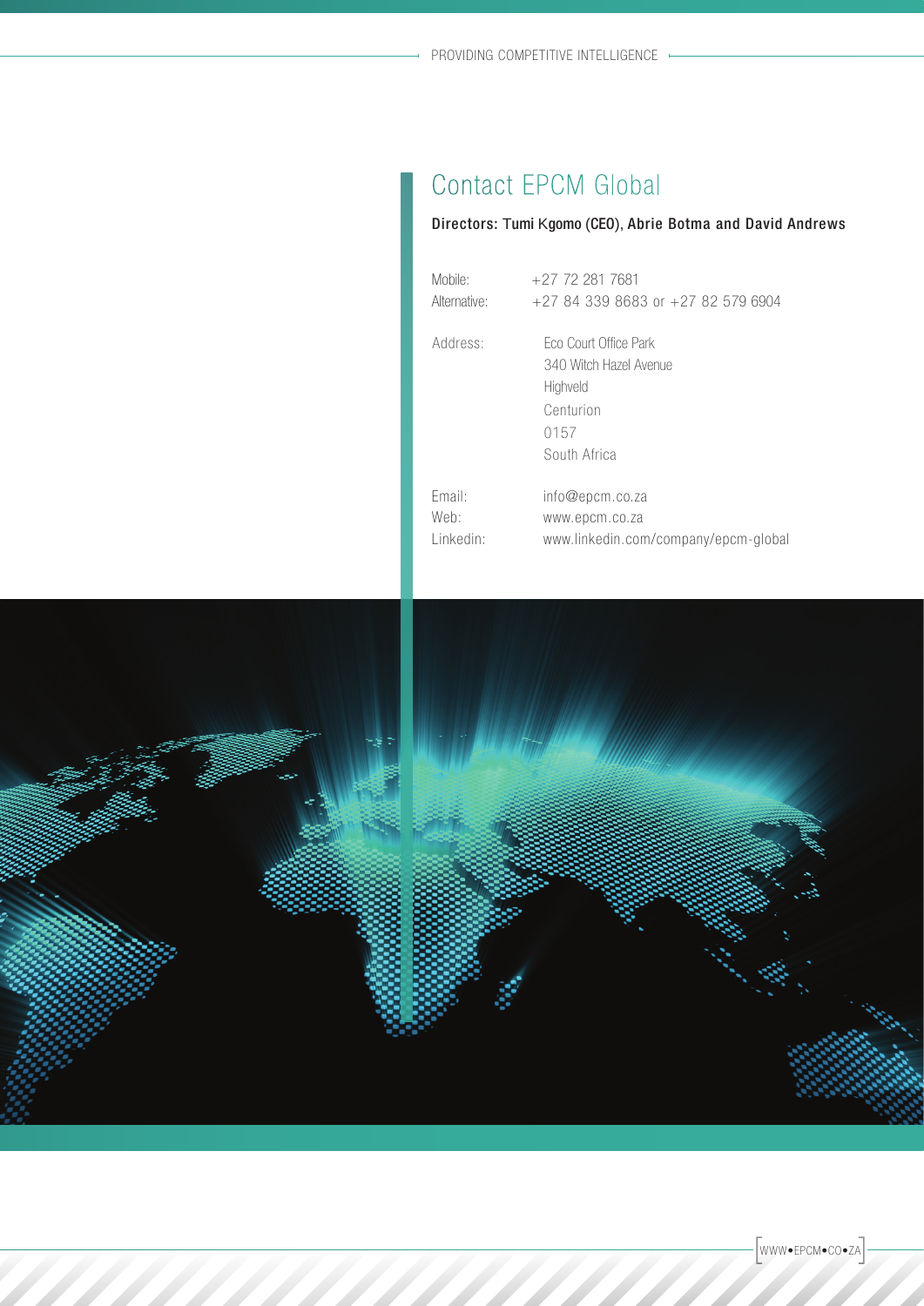# Contact EPCM Global

**Directors: Tumi Kgomo (CEO), Abrie Botma and David Andrews**

Mobile: +27 72 281 7681
Alternative: +27 84 339 8683 or +27 82 579 6904

Address:
Eco Court Office Park
340 Witch Hazel Avenue
Highveld
Centurion
0157
South Africa

Email: info@epcm.co.za
Web: www.epcm.co.za
Linkedin: www.linkedin.com/company/epcm-global